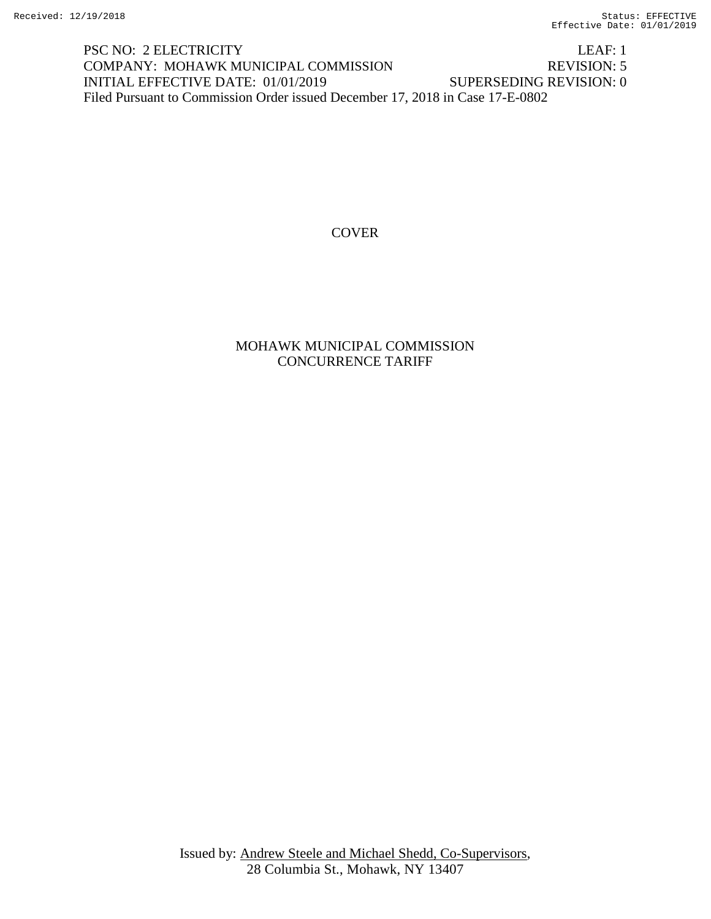PSC NO: 2 ELECTRICITY LEAF: 1
COMPANY: MOHAWK MUNICIPAL COMMISSION REVISION: 5
INITIAL EFFECTIVE DATE: 01/01/2019 SUPERSEDING REVISION: 0
Filed Pursuant to Commission Order issued December 17, 2018 in Case 17-E-0802

COVER

# MOHAWK MUNICIPAL COMMISSION
# CONCURRENCE TARIFF

Issued by: Andrew Steele and Michael Shedd, Co-Supervisors,
28 Columbia St., Mohawk, NY 13407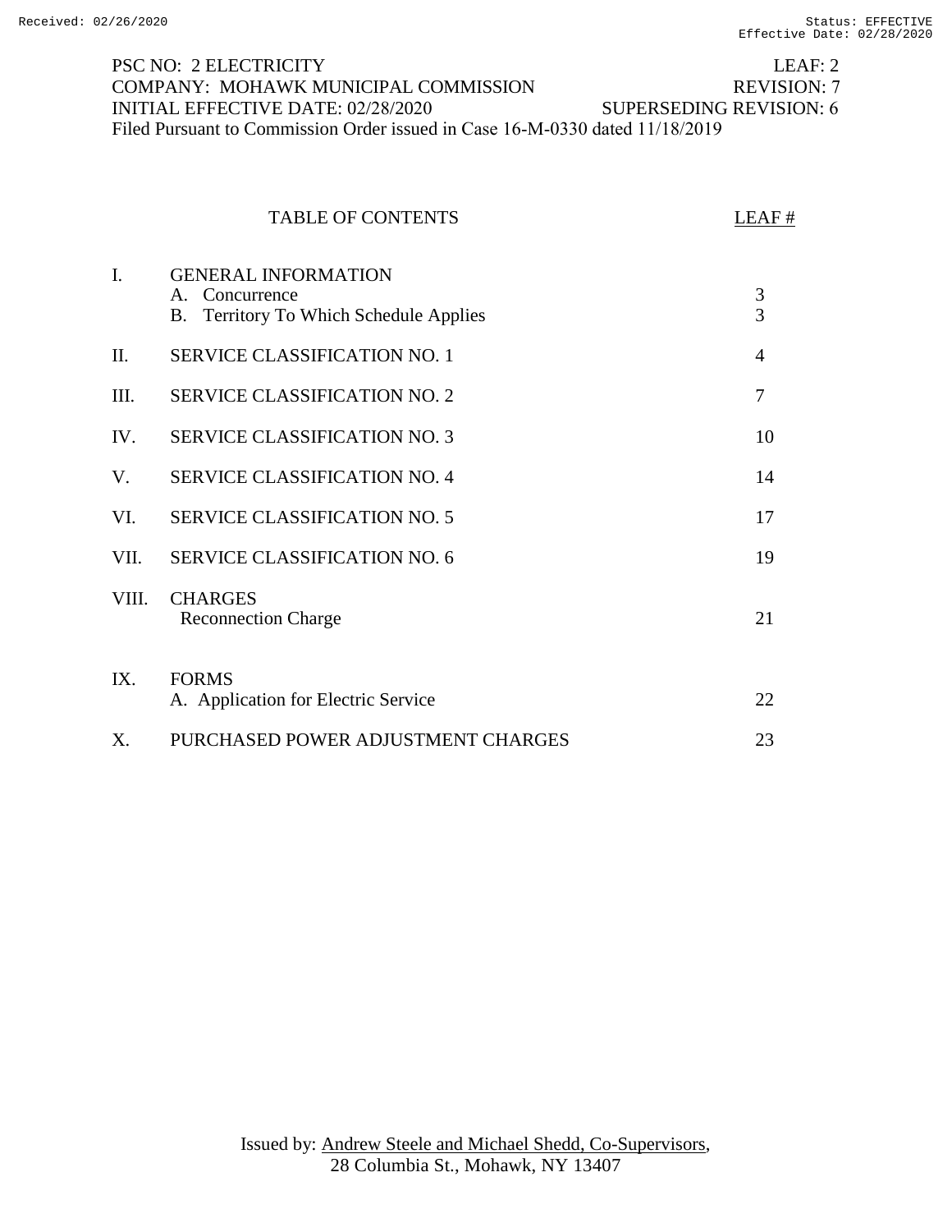PSC NO: 2 ELECTRICITY LEAF: 2
COMPANY: MOHAWK MUNICIPAL COMMISSION REVISION: 7
INITIAL EFFECTIVE DATE: 02/28/2020 SUPERSEDING REVISION: 6
Filed Pursuant to Commission Order issued in Case 16-M-0330 dated 11/18/2019

# TABLE OF CONTENTS

| | TABLE OF CONTENTS | LEAF # |
|---|---|---|
| I. | GENERAL INFORMATION | |
| | A. Concurrence | 3 |
| | B. Territory To Which Schedule Applies | 3 |
| II. | SERVICE CLASSIFICATION NO. 1 | 4 |
| III. | SERVICE CLASSIFICATION NO. 2 | 7 |
| IV. | SERVICE CLASSIFICATION NO. 3 | 10 |
| V. | SERVICE CLASSIFICATION NO. 4 | 14 |
| VI. | SERVICE CLASSIFICATION NO. 5 | 17 |
| VII. | SERVICE CLASSIFICATION NO. 6 | 19 |
| VIII. | CHARGES | |
| | Reconnection Charge | 21 |
| IX. | FORMS | |
| | A. Application for Electric Service | 22 |
| X. | PURCHASED POWER ADJUSTMENT CHARGES | 23 |

Issued by: Andrew Steele and Michael Shedd, Co-Supervisors,
28 Columbia St., Mohawk, NY 13407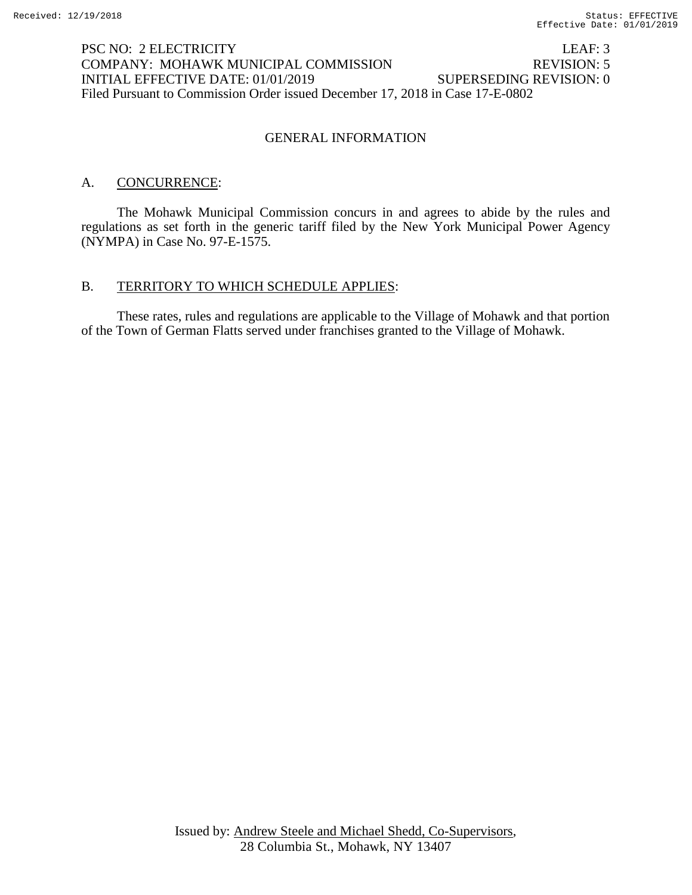PSC NO: 2 ELECTRICITY LEAF: 3
COMPANY: MOHAWK MUNICIPAL COMMISSION REVISION: 5
INITIAL EFFECTIVE DATE: 01/01/2019 SUPERSEDING REVISION: 0
Filed Pursuant to Commission Order issued December 17, 2018 in Case 17-E-0802

# GENERAL INFORMATION

## A. CONCURRENCE:

The Mohawk Municipal Commission concurs in and agrees to abide by the rules and regulations as set forth in the generic tariff filed by the New York Municipal Power Agency (NYMPA) in Case No. 97-E-1575.

## B. TERRITORY TO WHICH SCHEDULE APPLIES:

These rates, rules and regulations are applicable to the Village of Mohawk and that portion of the Town of German Flatts served under franchises granted to the Village of Mohawk.

Issued by: Andrew Steele and Michael Shedd, Co-Supervisors, 28 Columbia St., Mohawk, NY 13407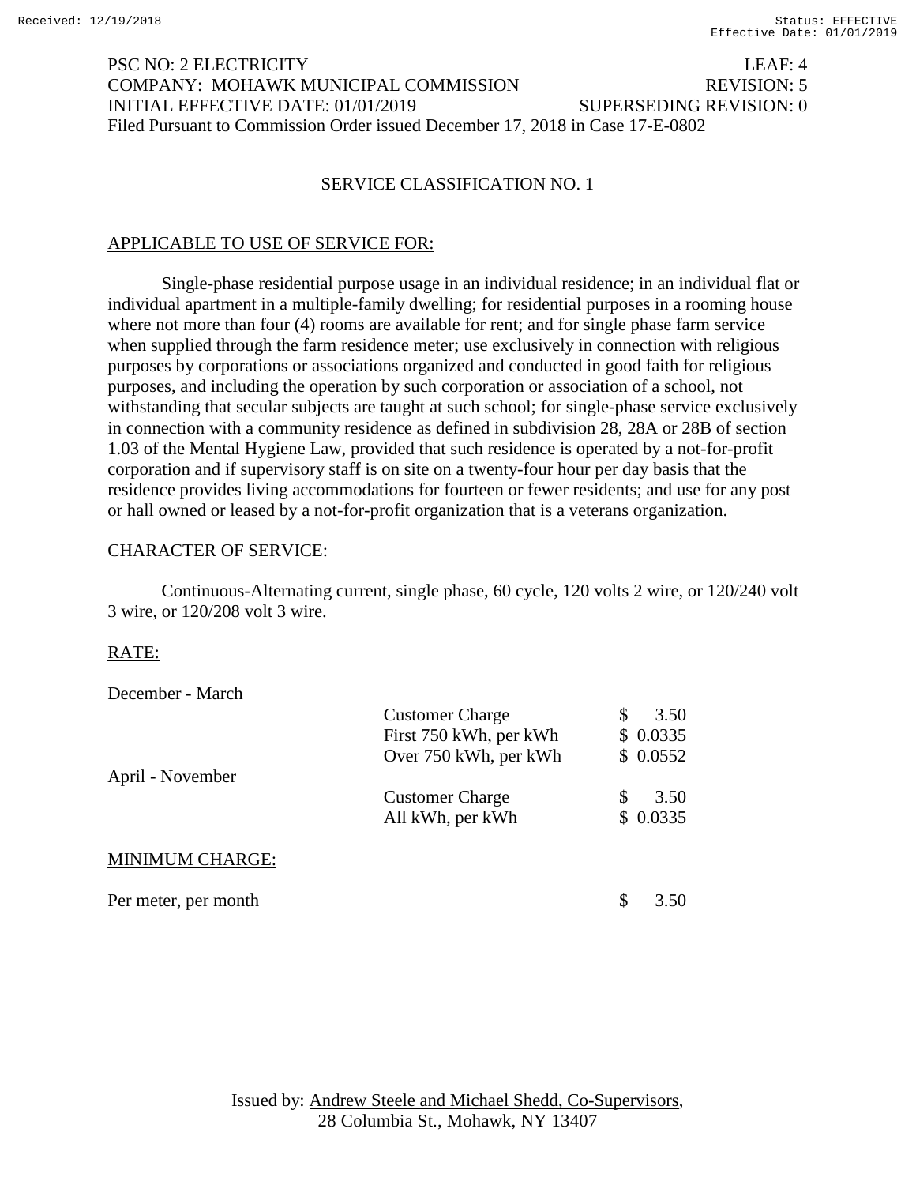PSC NO: 2 ELECTRICITY LEAF: 4
COMPANY: MOHAWK MUNICIPAL COMMISSION REVISION: 5
INITIAL EFFECTIVE DATE: 01/01/2019 SUPERSEDING REVISION: 0
Filed Pursuant to Commission Order issued December 17, 2018 in Case 17-E-0802

## SERVICE CLASSIFICATION NO. 1

### APPLICABLE TO USE OF SERVICE FOR:

Single-phase residential purpose usage in an individual residence; in an individual flat or individual apartment in a multiple-family dwelling; for residential purposes in a rooming house where not more than four (4) rooms are available for rent; and for single phase farm service when supplied through the farm residence meter; use exclusively in connection with religious purposes by corporations or associations organized and conducted in good faith for religious purposes, and including the operation by such corporation or association of a school, not withstanding that secular subjects are taught at such school; for single-phase service exclusively in connection with a community residence as defined in subdivision 28, 28A or 28B of section 1.03 of the Mental Hygiene Law, provided that such residence is operated by a not-for-profit corporation and if supervisory staff is on site on a twenty-four hour per day basis that the residence provides living accommodations for fourteen or fewer residents; and use for any post or hall owned or leased by a not-for-profit organization that is a veterans organization.

### CHARACTER OF SERVICE:

Continuous-Alternating current, single phase, 60 cycle, 120 volts 2 wire, or 120/240 volt 3 wire, or 120/208 volt 3 wire.

### RATE:

| Period | Charge | Rate |
|---|---|---|
| December - March | | |
| | Customer Charge | $ 3.50 |
| | First 750 kWh, per kWh | $ 0.0335 |
| | Over 750 kWh, per kWh | $ 0.0552 |
| April - November | | |
| | Customer Charge | $ 3.50 |
| | All kWh, per kWh | $ 0.0335 |

### MINIMUM CHARGE:

Per meter, per month $ 3.50

Issued by: Andrew Steele and Michael Shedd, Co-Supervisors,
28 Columbia St., Mohawk, NY 13407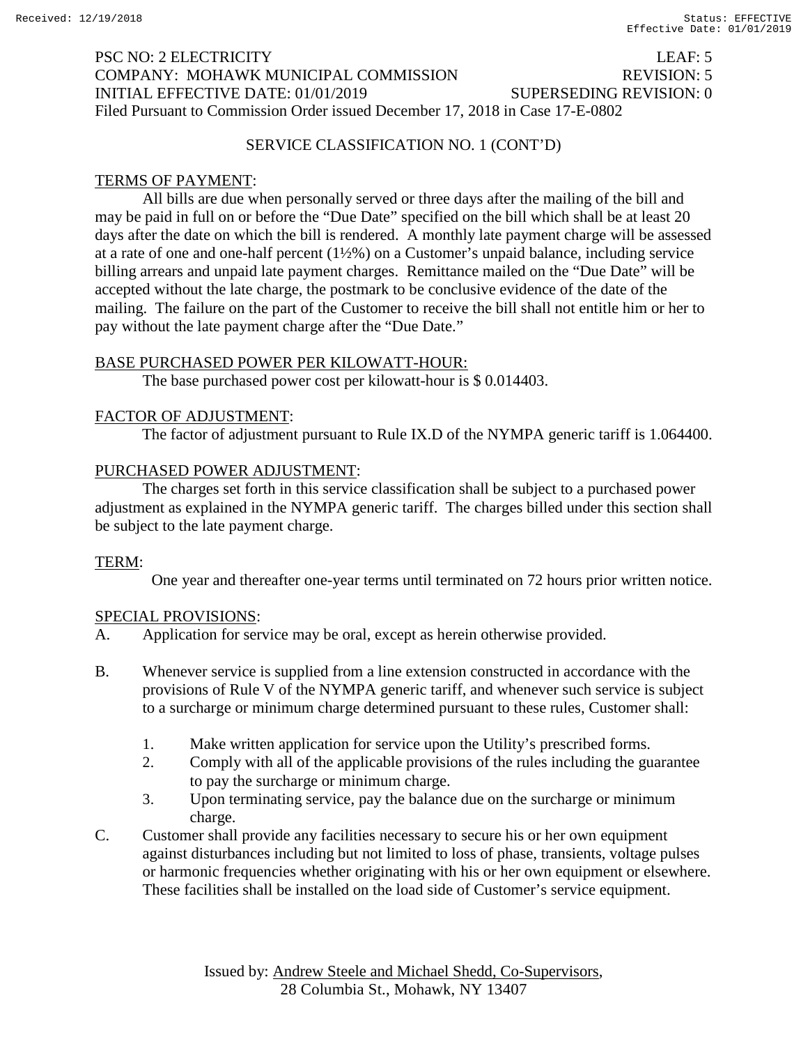PSC NO: 2 ELECTRICITY LEAF: 5
COMPANY: MOHAWK MUNICIPAL COMMISSION REVISION: 5
INITIAL EFFECTIVE DATE: 01/01/2019 SUPERSEDING REVISION: 0
Filed Pursuant to Commission Order issued December 17, 2018 in Case 17-E-0802

SERVICE CLASSIFICATION NO. 1 (CONT'D)

TERMS OF PAYMENT:

All bills are due when personally served or three days after the mailing of the bill and may be paid in full on or before the "Due Date" specified on the bill which shall be at least 20 days after the date on which the bill is rendered. A monthly late payment charge will be assessed at a rate of one and one-half percent (1½%) on a Customer's unpaid balance, including service billing arrears and unpaid late payment charges. Remittance mailed on the "Due Date" will be accepted without the late charge, the postmark to be conclusive evidence of the date of the mailing. The failure on the part of the Customer to receive the bill shall not entitle him or her to pay without the late payment charge after the "Due Date."

BASE PURCHASED POWER PER KILOWATT-HOUR:

The base purchased power cost per kilowatt-hour is $ 0.014403.

FACTOR OF ADJUSTMENT:

The factor of adjustment pursuant to Rule IX.D of the NYMPA generic tariff is 1.064400.

PURCHASED POWER ADJUSTMENT:

The charges set forth in this service classification shall be subject to a purchased power adjustment as explained in the NYMPA generic tariff. The charges billed under this section shall be subject to the late payment charge.

TERM:

One year and thereafter one-year terms until terminated on 72 hours prior written notice.

SPECIAL PROVISIONS:

A. Application for service may be oral, except as herein otherwise provided.

B. Whenever service is supplied from a line extension constructed in accordance with the provisions of Rule V of the NYMPA generic tariff, and whenever such service is subject to a surcharge or minimum charge determined pursuant to these rules, Customer shall:

   1. Make written application for service upon the Utility's prescribed forms.
   2. Comply with all of the applicable provisions of the rules including the guarantee to pay the surcharge or minimum charge.
   3. Upon terminating service, pay the balance due on the surcharge or minimum charge.

C. Customer shall provide any facilities necessary to secure his or her own equipment against disturbances including but not limited to loss of phase, transients, voltage pulses or harmonic frequencies whether originating with his or her own equipment or elsewhere. These facilities shall be installed on the load side of Customer's service equipment.

Issued by: Andrew Steele and Michael Shedd, Co-Supervisors,
28 Columbia St., Mohawk, NY 13407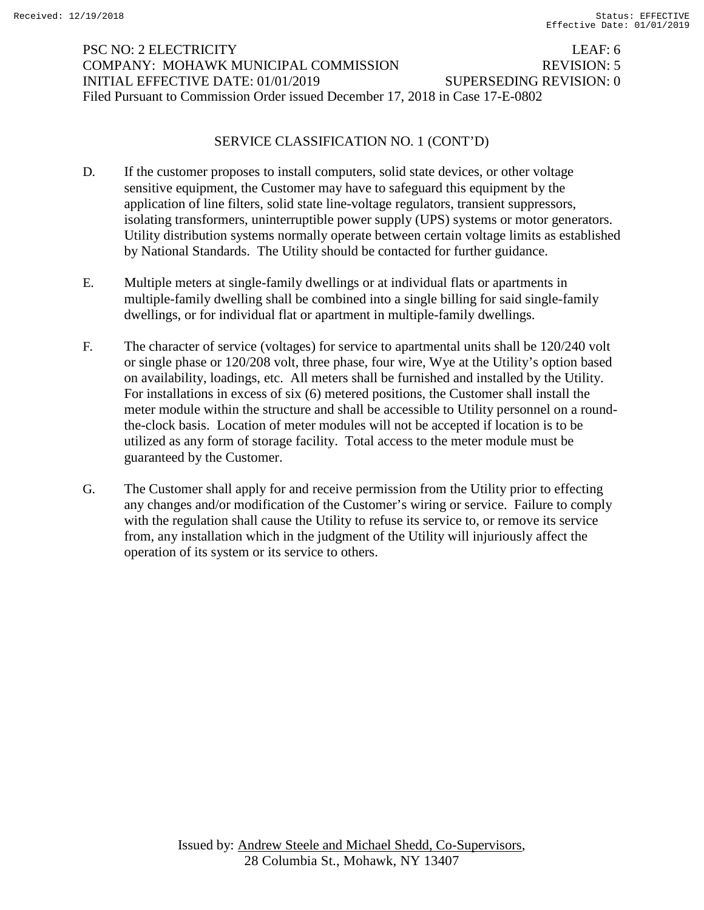PSC NO: 2 ELECTRICITY LEAF: 6
COMPANY: MOHAWK MUNICIPAL COMMISSION REVISION: 5
INITIAL EFFECTIVE DATE: 01/01/2019 SUPERSEDING REVISION: 0
Filed Pursuant to Commission Order issued December 17, 2018 in Case 17-E-0802

SERVICE CLASSIFICATION NO. 1 (CONT'D)

D. If the customer proposes to install computers, solid state devices, or other voltage sensitive equipment, the Customer may have to safeguard this equipment by the application of line filters, solid state line-voltage regulators, transient suppressors, isolating transformers, uninterruptible power supply (UPS) systems or motor generators. Utility distribution systems normally operate between certain voltage limits as established by National Standards. The Utility should be contacted for further guidance.

E. Multiple meters at single-family dwellings or at individual flats or apartments in multiple-family dwelling shall be combined into a single billing for said single-family dwellings, or for individual flat or apartment in multiple-family dwellings.

F. The character of service (voltages) for service to apartmental units shall be 120/240 volt or single phase or 120/208 volt, three phase, four wire, Wye at the Utility's option based on availability, loadings, etc. All meters shall be furnished and installed by the Utility. For installations in excess of six (6) metered positions, the Customer shall install the meter module within the structure and shall be accessible to Utility personnel on a round-the-clock basis. Location of meter modules will not be accepted if location is to be utilized as any form of storage facility. Total access to the meter module must be guaranteed by the Customer.

G. The Customer shall apply for and receive permission from the Utility prior to effecting any changes and/or modification of the Customer's wiring or service. Failure to comply with the regulation shall cause the Utility to refuse its service to, or remove its service from, any installation which in the judgment of the Utility will injuriously affect the operation of its system or its service to others.

Issued by: Andrew Steele and Michael Shedd, Co-Supervisors,
28 Columbia St., Mohawk, NY 13407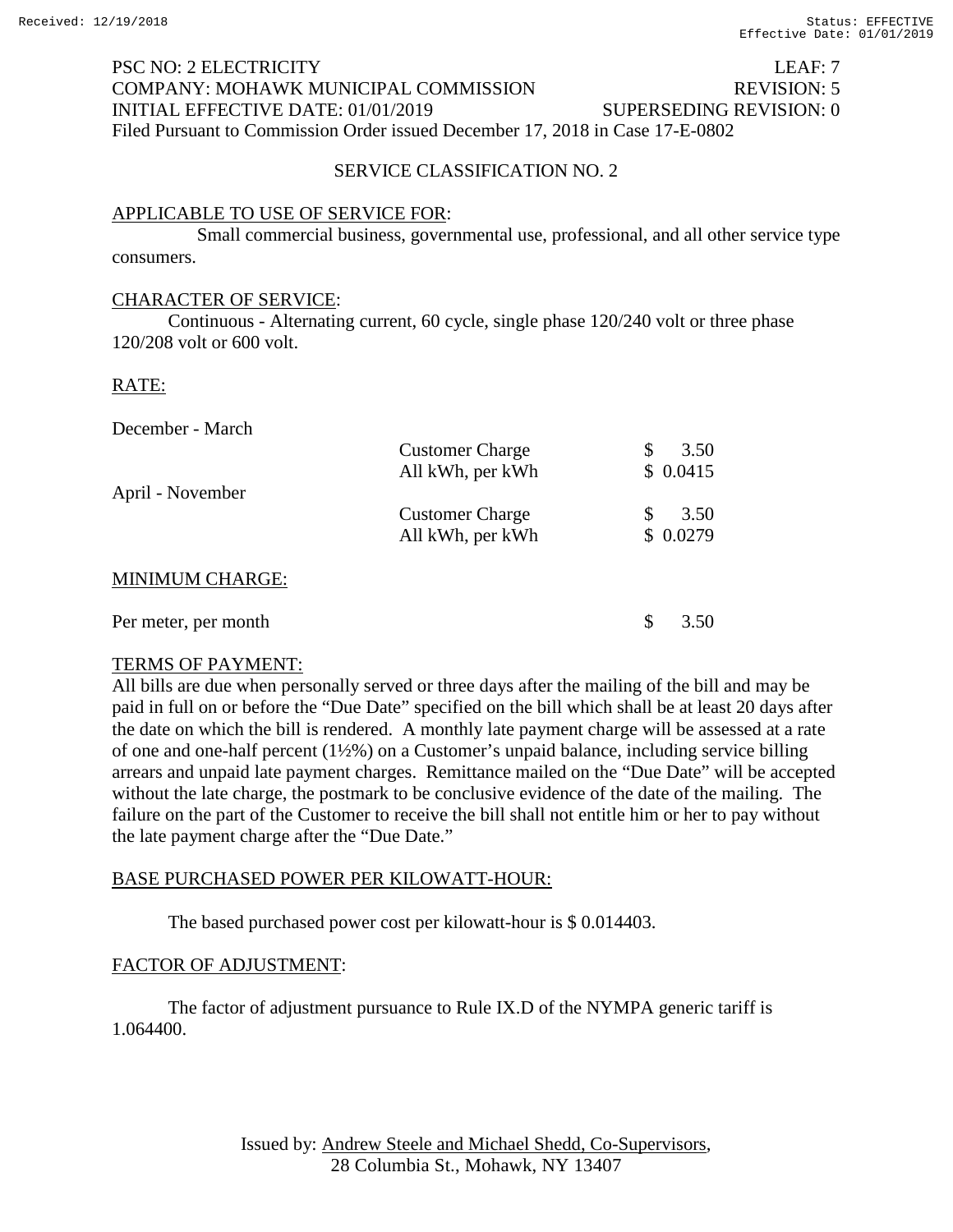PSC NO: 2 ELECTRICITY LEAF: 7
COMPANY: MOHAWK MUNICIPAL COMMISSION REVISION: 5
INITIAL EFFECTIVE DATE: 01/01/2019 SUPERSEDING REVISION: 0
Filed Pursuant to Commission Order issued December 17, 2018 in Case 17-E-0802

## SERVICE CLASSIFICATION NO. 2

APPLICABLE TO USE OF SERVICE FOR:

Small commercial business, governmental use, professional, and all other service type consumers.

CHARACTER OF SERVICE:

Continuous - Alternating current, 60 cycle, single phase 120/240 volt or three phase 120/208 volt or 600 volt.

RATE:

| | | |
|---|---|---|
| December - March | | |
| | Customer Charge | $ 3.50 |
| | All kWh, per kWh | $ 0.0415 |
| April - November | | |
| | Customer Charge | $ 3.50 |
| | All kWh, per kWh | $ 0.0279 |

MINIMUM CHARGE:

| | |
|---|---|
| Per meter, per month | $ 3.50 |

TERMS OF PAYMENT:

All bills are due when personally served or three days after the mailing of the bill and may be paid in full on or before the "Due Date" specified on the bill which shall be at least 20 days after the date on which the bill is rendered. A monthly late payment charge will be assessed at a rate of one and one-half percent (1½%) on a Customer's unpaid balance, including service billing arrears and unpaid late payment charges. Remittance mailed on the "Due Date" will be accepted without the late charge, the postmark to be conclusive evidence of the date of the mailing. The failure on the part of the Customer to receive the bill shall not entitle him or her to pay without the late payment charge after the "Due Date."

BASE PURCHASED POWER PER KILOWATT-HOUR:

The based purchased power cost per kilowatt-hour is $ 0.014403.

FACTOR OF ADJUSTMENT:

The factor of adjustment pursuance to Rule IX.D of the NYMPA generic tariff is 1.064400.

Issued by: Andrew Steele and Michael Shedd, Co-Supervisors,
28 Columbia St., Mohawk, NY 13407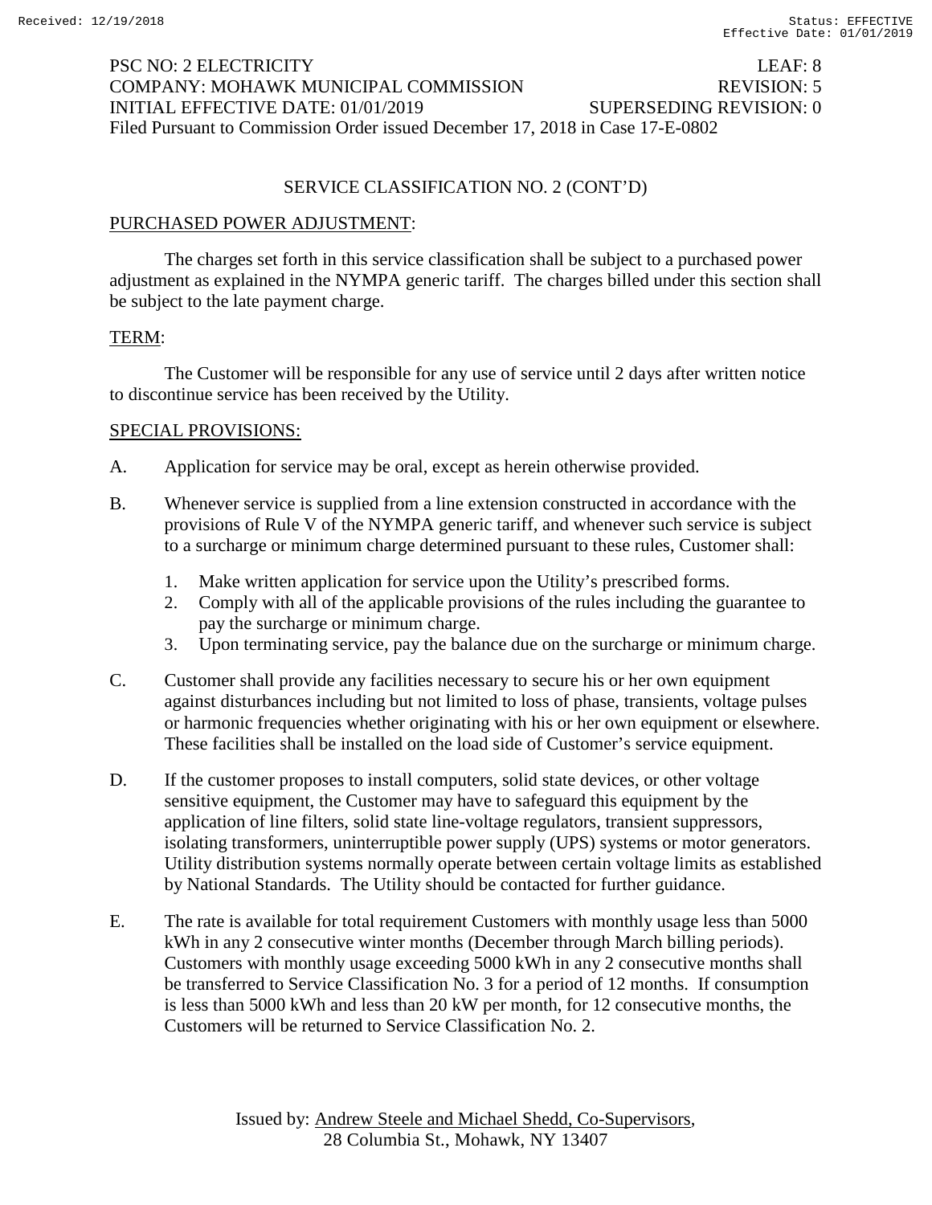PSC NO: 2 ELECTRICITY LEAF: 8
COMPANY: MOHAWK MUNICIPAL COMMISSION REVISION: 5
INITIAL EFFECTIVE DATE: 01/01/2019 SUPERSEDING REVISION: 0
Filed Pursuant to Commission Order issued December 17, 2018 in Case 17-E-0802

## SERVICE CLASSIFICATION NO. 2 (CONT'D)

### PURCHASED POWER ADJUSTMENT:

The charges set forth in this service classification shall be subject to a purchased power adjustment as explained in the NYMPA generic tariff. The charges billed under this section shall be subject to the late payment charge.

### TERM:

The Customer will be responsible for any use of service until 2 days after written notice to discontinue service has been received by the Utility.

### SPECIAL PROVISIONS:

A. Application for service may be oral, except as herein otherwise provided.

B. Whenever service is supplied from a line extension constructed in accordance with the provisions of Rule V of the NYMPA generic tariff, and whenever such service is subject to a surcharge or minimum charge determined pursuant to these rules, Customer shall:

   1. Make written application for service upon the Utility's prescribed forms.
   2. Comply with all of the applicable provisions of the rules including the guarantee to pay the surcharge or minimum charge.
   3. Upon terminating service, pay the balance due on the surcharge or minimum charge.

C. Customer shall provide any facilities necessary to secure his or her own equipment against disturbances including but not limited to loss of phase, transients, voltage pulses or harmonic frequencies whether originating with his or her own equipment or elsewhere. These facilities shall be installed on the load side of Customer's service equipment.

D. If the customer proposes to install computers, solid state devices, or other voltage sensitive equipment, the Customer may have to safeguard this equipment by the application of line filters, solid state line-voltage regulators, transient suppressors, isolating transformers, uninterruptible power supply (UPS) systems or motor generators. Utility distribution systems normally operate between certain voltage limits as established by National Standards. The Utility should be contacted for further guidance.

E. The rate is available for total requirement Customers with monthly usage less than 5000 kWh in any 2 consecutive winter months (December through March billing periods). Customers with monthly usage exceeding 5000 kWh in any 2 consecutive months shall be transferred to Service Classification No. 3 for a period of 12 months. If consumption is less than 5000 kWh and less than 20 kW per month, for 12 consecutive months, the Customers will be returned to Service Classification No. 2.

Issued by: Andrew Steele and Michael Shedd, Co-Supervisors, 28 Columbia St., Mohawk, NY 13407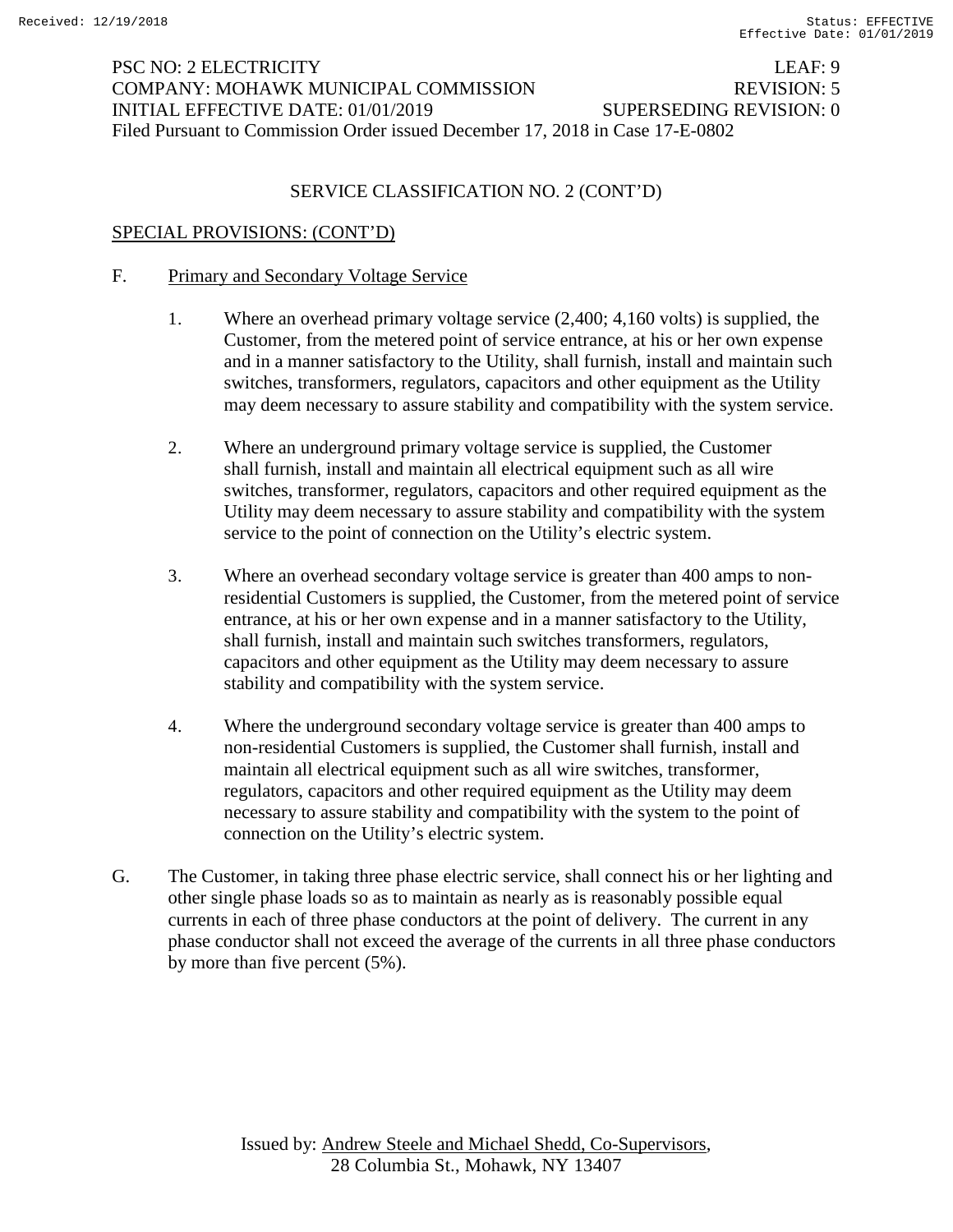Received: 12/19/2018 Status: EFFECTIVE
Effective Date: 01/01/2019

PSC NO: 2 ELECTRICITY LEAF: 9
COMPANY: MOHAWK MUNICIPAL COMMISSION REVISION: 5
INITIAL EFFECTIVE DATE: 01/01/2019 SUPERSEDING REVISION: 0
Filed Pursuant to Commission Order issued December 17, 2018 in Case 17-E-0802

## SERVICE CLASSIFICATION NO. 2 (CONT'D)

SPECIAL PROVISIONS: (CONT'D)

F. Primary and Secondary Voltage Service

1. Where an overhead primary voltage service (2,400; 4,160 volts) is supplied, the Customer, from the metered point of service entrance, at his or her own expense and in a manner satisfactory to the Utility, shall furnish, install and maintain such switches, transformers, regulators, capacitors and other equipment as the Utility may deem necessary to assure stability and compatibility with the system service.

2. Where an underground primary voltage service is supplied, the Customer shall furnish, install and maintain all electrical equipment such as all wire switches, transformer, regulators, capacitors and other required equipment as the Utility may deem necessary to assure stability and compatibility with the system service to the point of connection on the Utility's electric system.

3. Where an overhead secondary voltage service is greater than 400 amps to non-residential Customers is supplied, the Customer, from the metered point of service entrance, at his or her own expense and in a manner satisfactory to the Utility, shall furnish, install and maintain such switches transformers, regulators, capacitors and other equipment as the Utility may deem necessary to assure stability and compatibility with the system service.

4. Where the underground secondary voltage service is greater than 400 amps to non-residential Customers is supplied, the Customer shall furnish, install and maintain all electrical equipment such as all wire switches, transformer, regulators, capacitors and other required equipment as the Utility may deem necessary to assure stability and compatibility with the system to the point of connection on the Utility's electric system.

G. The Customer, in taking three phase electric service, shall connect his or her lighting and other single phase loads so as to maintain as nearly as is reasonably possible equal currents in each of three phase conductors at the point of delivery. The current in any phase conductor shall not exceed the average of the currents in all three phase conductors by more than five percent (5%).

Issued by: Andrew Steele and Michael Shedd, Co-Supervisors,
28 Columbia St., Mohawk, NY 13407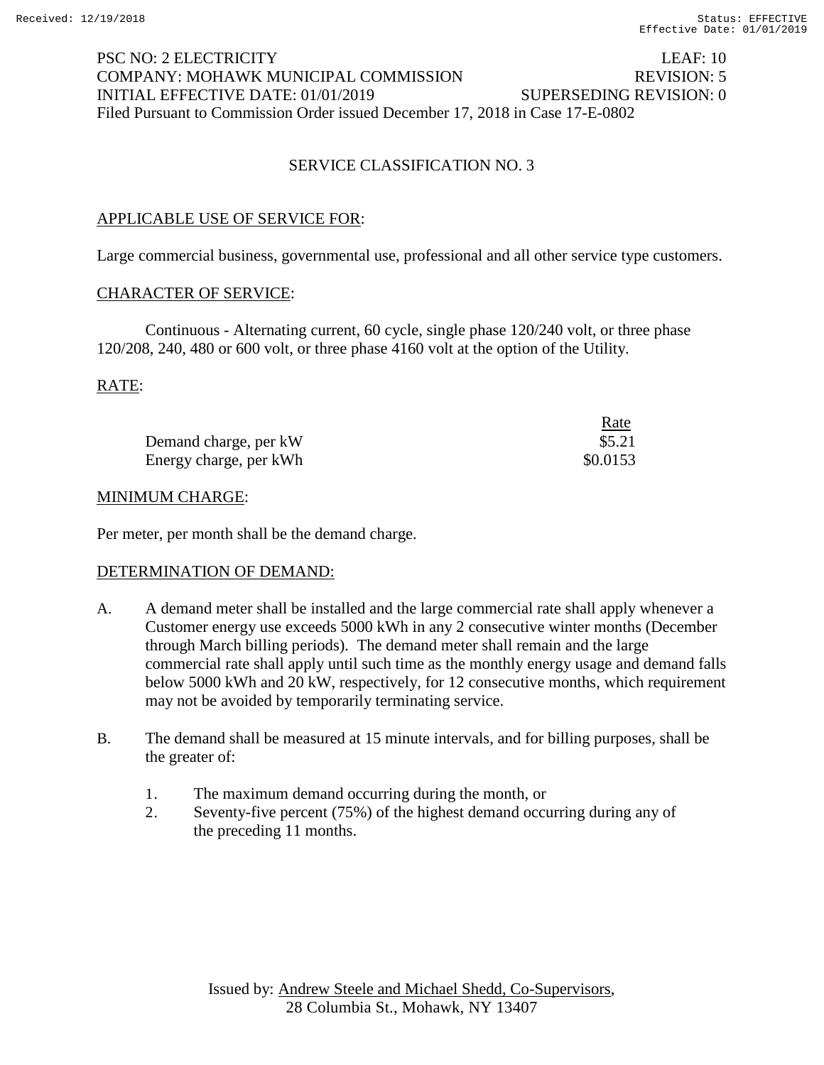PSC NO: 2 ELECTRICITY LEAF: 10
COMPANY: MOHAWK MUNICIPAL COMMISSION REVISION: 5
INITIAL EFFECTIVE DATE: 01/01/2019 SUPERSEDING REVISION: 0
Filed Pursuant to Commission Order issued December 17, 2018 in Case 17-E-0802

## SERVICE CLASSIFICATION NO. 3

APPLICABLE USE OF SERVICE FOR:

Large commercial business, governmental use, professional and all other service type customers.

CHARACTER OF SERVICE:

Continuous - Alternating current, 60 cycle, single phase 120/240 volt, or three phase 120/208, 240, 480 or 600 volt, or three phase 4160 volt at the option of the Utility.

RATE:

| | Rate |
|---|---|
| Demand charge, per kW | $5.21 |
| Energy charge, per kWh | $0.0153 |

MINIMUM CHARGE:

Per meter, per month shall be the demand charge.

DETERMINATION OF DEMAND:

A. A demand meter shall be installed and the large commercial rate shall apply whenever a Customer energy use exceeds 5000 kWh in any 2 consecutive winter months (December through March billing periods). The demand meter shall remain and the large commercial rate shall apply until such time as the monthly energy usage and demand falls below 5000 kWh and 20 kW, respectively, for 12 consecutive months, which requirement may not be avoided by temporarily terminating service.

B. The demand shall be measured at 15 minute intervals, and for billing purposes, shall be the greater of:

1. The maximum demand occurring during the month, or
2. Seventy-five percent (75%) of the highest demand occurring during any of the preceding 11 months.

Issued by: Andrew Steele and Michael Shedd, Co-Supervisors, 28 Columbia St., Mohawk, NY 13407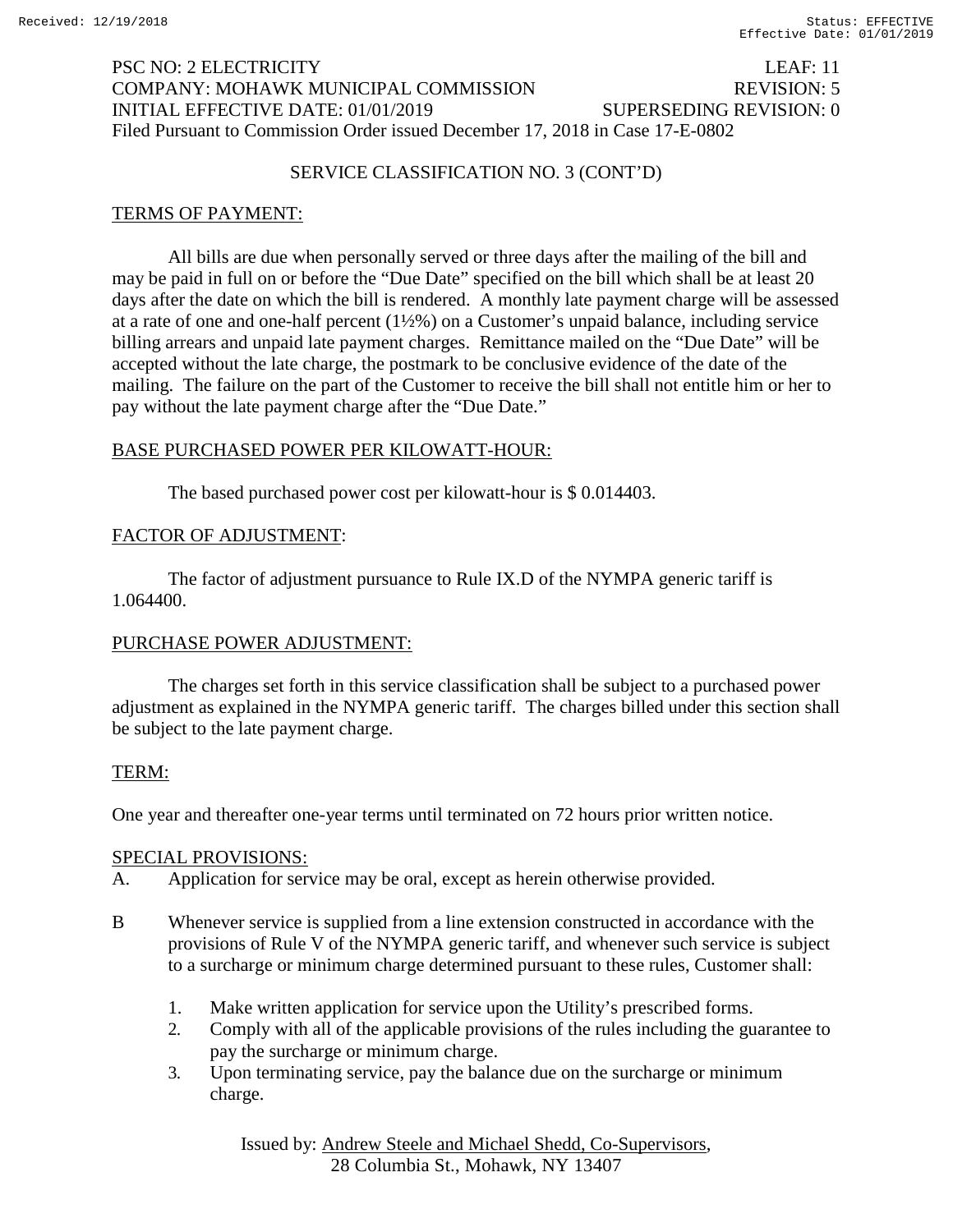PSC NO: 2 ELECTRICITY LEAF: 11
COMPANY: MOHAWK MUNICIPAL COMMISSION REVISION: 5
INITIAL EFFECTIVE DATE: 01/01/2019 SUPERSEDING REVISION: 0
Filed Pursuant to Commission Order issued December 17, 2018 in Case 17-E-0802

SERVICE CLASSIFICATION NO. 3 (CONT'D)

TERMS OF PAYMENT:

All bills are due when personally served or three days after the mailing of the bill and may be paid in full on or before the "Due Date" specified on the bill which shall be at least 20 days after the date on which the bill is rendered. A monthly late payment charge will be assessed at a rate of one and one-half percent (1½%) on a Customer's unpaid balance, including service billing arrears and unpaid late payment charges. Remittance mailed on the "Due Date" will be accepted without the late charge, the postmark to be conclusive evidence of the date of the mailing. The failure on the part of the Customer to receive the bill shall not entitle him or her to pay without the late payment charge after the "Due Date."

BASE PURCHASED POWER PER KILOWATT-HOUR:

The based purchased power cost per kilowatt-hour is $ 0.014403.

FACTOR OF ADJUSTMENT:

The factor of adjustment pursuance to Rule IX.D of the NYMPA generic tariff is 1.064400.

PURCHASE POWER ADJUSTMENT:

The charges set forth in this service classification shall be subject to a purchased power adjustment as explained in the NYMPA generic tariff. The charges billed under this section shall be subject to the late payment charge.

TERM:

One year and thereafter one-year terms until terminated on 72 hours prior written notice.

SPECIAL PROVISIONS:

A. Application for service may be oral, except as herein otherwise provided.

B Whenever service is supplied from a line extension constructed in accordance with the provisions of Rule V of the NYMPA generic tariff, and whenever such service is subject to a surcharge or minimum charge determined pursuant to these rules, Customer shall:

1. Make written application for service upon the Utility's prescribed forms.
2. Comply with all of the applicable provisions of the rules including the guarantee to pay the surcharge or minimum charge.
3. Upon terminating service, pay the balance due on the surcharge or minimum charge.

Issued by: Andrew Steele and Michael Shedd, Co-Supervisors, 28 Columbia St., Mohawk, NY 13407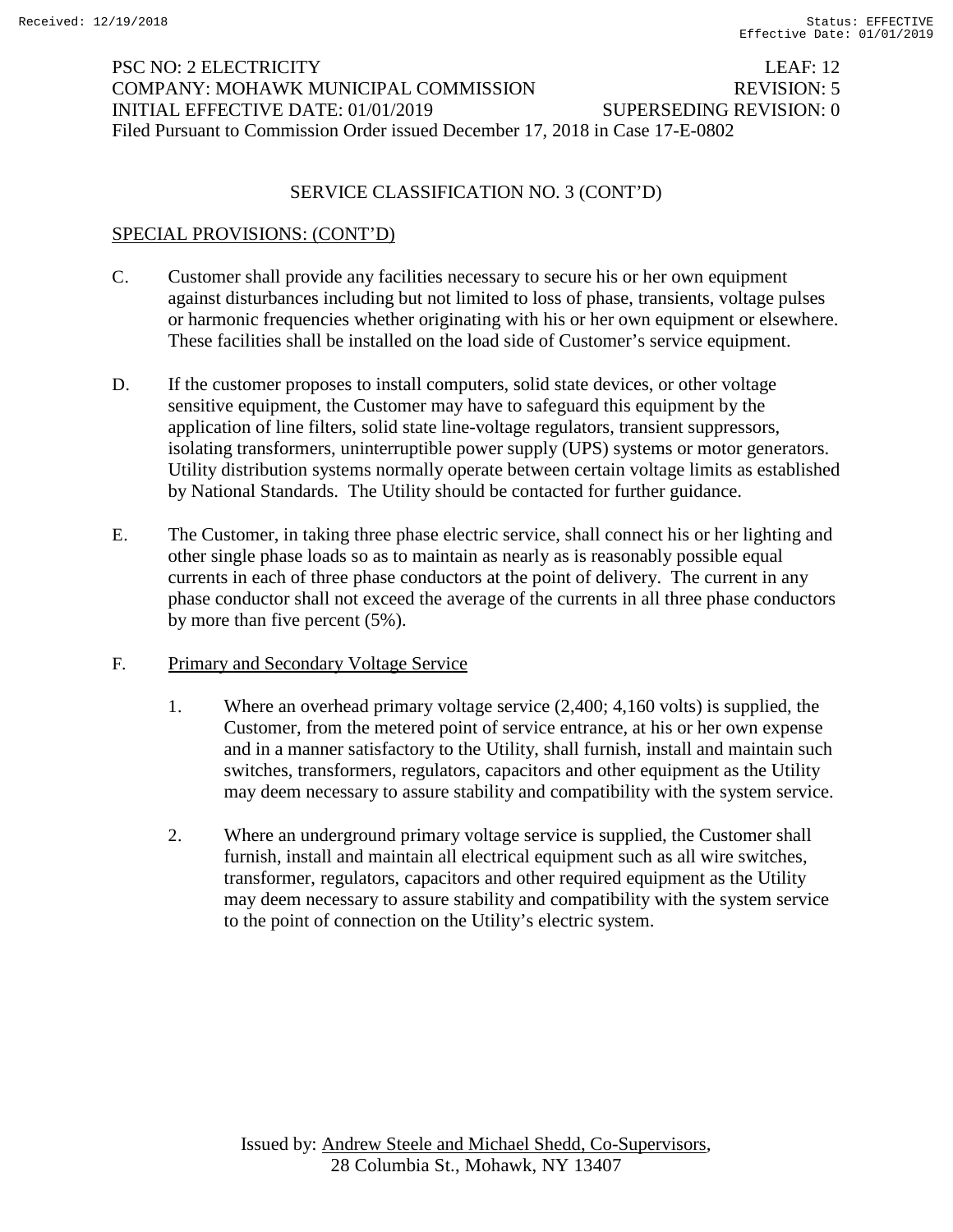PSC NO: 2 ELECTRICITY LEAF: 12
COMPANY: MOHAWK MUNICIPAL COMMISSION REVISION: 5
INITIAL EFFECTIVE DATE: 01/01/2019 SUPERSEDING REVISION: 0
Filed Pursuant to Commission Order issued December 17, 2018 in Case 17-E-0802

## SERVICE CLASSIFICATION NO. 3 (CONT'D)

SPECIAL PROVISIONS: (CONT'D)

C. Customer shall provide any facilities necessary to secure his or her own equipment against disturbances including but not limited to loss of phase, transients, voltage pulses or harmonic frequencies whether originating with his or her own equipment or elsewhere. These facilities shall be installed on the load side of Customer's service equipment.

D. If the customer proposes to install computers, solid state devices, or other voltage sensitive equipment, the Customer may have to safeguard this equipment by the application of line filters, solid state line-voltage regulators, transient suppressors, isolating transformers, uninterruptible power supply (UPS) systems or motor generators. Utility distribution systems normally operate between certain voltage limits as established by National Standards. The Utility should be contacted for further guidance.

E. The Customer, in taking three phase electric service, shall connect his or her lighting and other single phase loads so as to maintain as nearly as is reasonably possible equal currents in each of three phase conductors at the point of delivery. The current in any phase conductor shall not exceed the average of the currents in all three phase conductors by more than five percent (5%).

F. Primary and Secondary Voltage Service

1. Where an overhead primary voltage service (2,400; 4,160 volts) is supplied, the Customer, from the metered point of service entrance, at his or her own expense and in a manner satisfactory to the Utility, shall furnish, install and maintain such switches, transformers, regulators, capacitors and other equipment as the Utility may deem necessary to assure stability and compatibility with the system service.

2. Where an underground primary voltage service is supplied, the Customer shall furnish, install and maintain all electrical equipment such as all wire switches, transformer, regulators, capacitors and other required equipment as the Utility may deem necessary to assure stability and compatibility with the system service to the point of connection on the Utility's electric system.

Issued by: Andrew Steele and Michael Shedd, Co-Supervisors, 28 Columbia St., Mohawk, NY 13407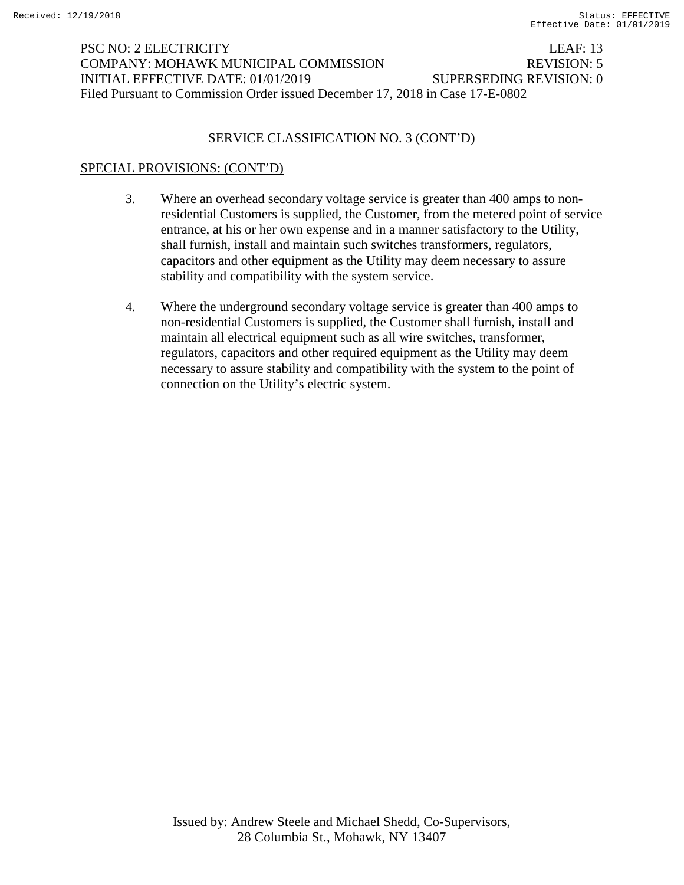PSC NO: 2 ELECTRICITY LEAF: 13
COMPANY: MOHAWK MUNICIPAL COMMISSION REVISION: 5
INITIAL EFFECTIVE DATE: 01/01/2019 SUPERSEDING REVISION: 0
Filed Pursuant to Commission Order issued December 17, 2018 in Case 17-E-0802

SERVICE CLASSIFICATION NO. 3 (CONT'D)

SPECIAL PROVISIONS: (CONT'D)

3. Where an overhead secondary voltage service is greater than 400 amps to non-residential Customers is supplied, the Customer, from the metered point of service entrance, at his or her own expense and in a manner satisfactory to the Utility, shall furnish, install and maintain such switches transformers, regulators, capacitors and other equipment as the Utility may deem necessary to assure stability and compatibility with the system service.

4. Where the underground secondary voltage service is greater than 400 amps to non-residential Customers is supplied, the Customer shall furnish, install and maintain all electrical equipment such as all wire switches, transformer, regulators, capacitors and other required equipment as the Utility may deem necessary to assure stability and compatibility with the system to the point of connection on the Utility's electric system.

Issued by: Andrew Steele and Michael Shedd, Co-Supervisors, 28 Columbia St., Mohawk, NY 13407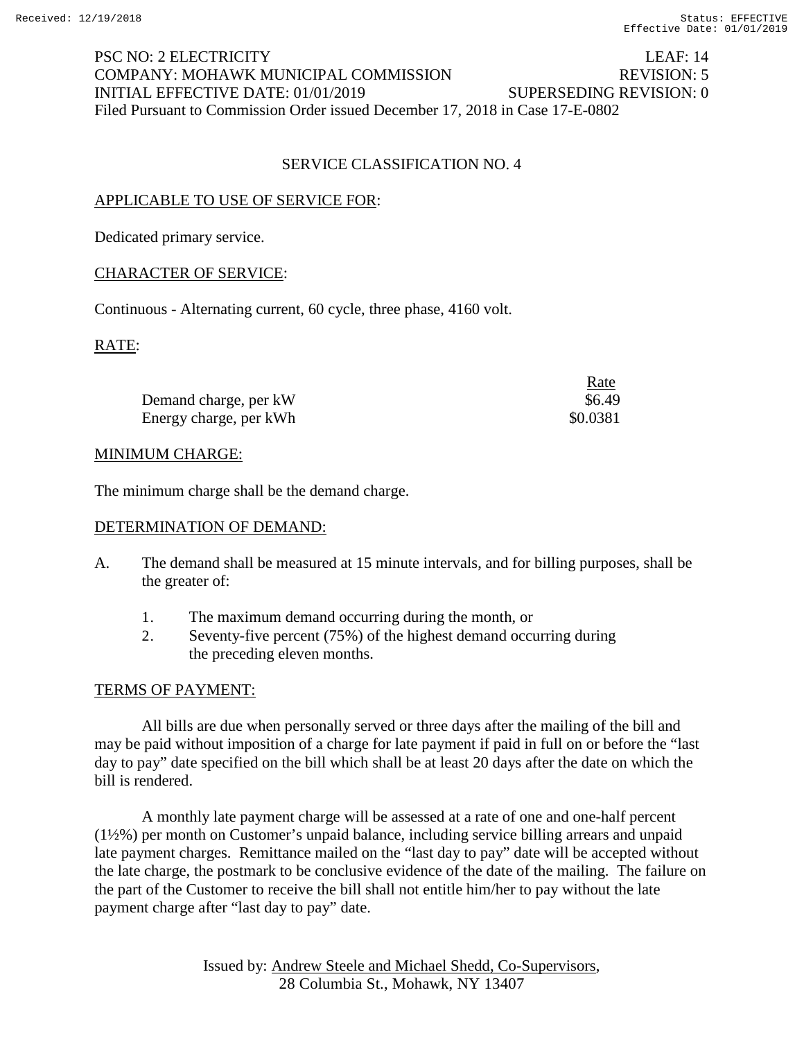PSC NO: 2 ELECTRICITY LEAF: 14
COMPANY: MOHAWK MUNICIPAL COMMISSION REVISION: 5
INITIAL EFFECTIVE DATE: 01/01/2019 SUPERSEDING REVISION: 0
Filed Pursuant to Commission Order issued December 17, 2018 in Case 17-E-0802

## SERVICE CLASSIFICATION NO. 4

APPLICABLE TO USE OF SERVICE FOR:

Dedicated primary service.

CHARACTER OF SERVICE:

Continuous - Alternating current, 60 cycle, three phase, 4160 volt.

RATE:

| | Rate |
|---|---|
| Demand charge, per kW | $6.49 |
| Energy charge, per kWh | $0.0381 |

MINIMUM CHARGE:

The minimum charge shall be the demand charge.

DETERMINATION OF DEMAND:

A. The demand shall be measured at 15 minute intervals, and for billing purposes, shall be the greater of:

1. The maximum demand occurring during the month, or
2. Seventy-five percent (75%) of the highest demand occurring during the preceding eleven months.

TERMS OF PAYMENT:

All bills are due when personally served or three days after the mailing of the bill and may be paid without imposition of a charge for late payment if paid in full on or before the "last day to pay" date specified on the bill which shall be at least 20 days after the date on which the bill is rendered.

A monthly late payment charge will be assessed at a rate of one and one-half percent (1½%) per month on Customer's unpaid balance, including service billing arrears and unpaid late payment charges. Remittance mailed on the "last day to pay" date will be accepted without the late charge, the postmark to be conclusive evidence of the date of the mailing. The failure on the part of the Customer to receive the bill shall not entitle him/her to pay without the late payment charge after "last day to pay" date.

Issued by: Andrew Steele and Michael Shedd, Co-Supervisors, 28 Columbia St., Mohawk, NY 13407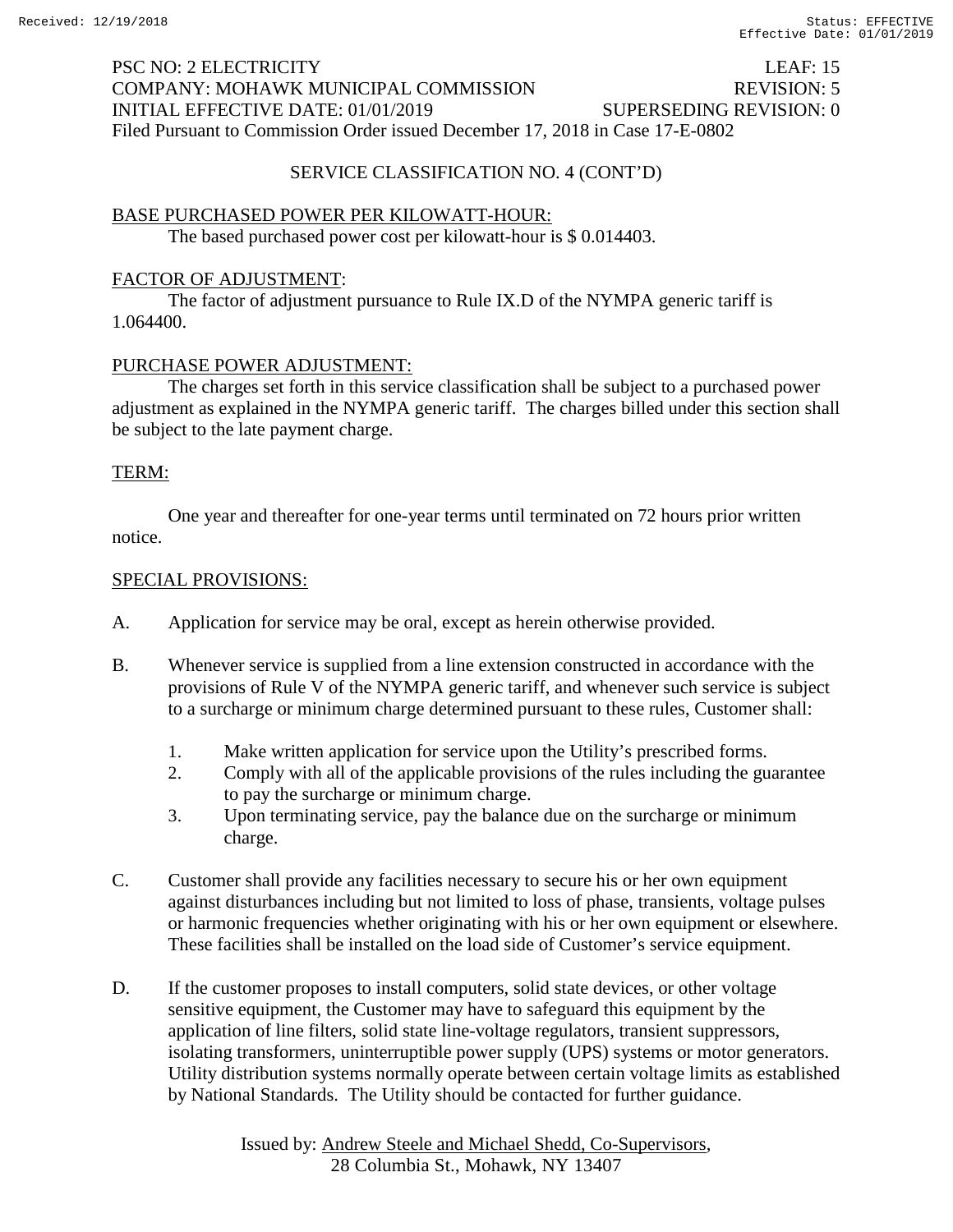PSC NO: 2 ELECTRICITY LEAF: 15
COMPANY: MOHAWK MUNICIPAL COMMISSION REVISION: 5
INITIAL EFFECTIVE DATE: 01/01/2019 SUPERSEDING REVISION: 0
Filed Pursuant to Commission Order issued December 17, 2018 in Case 17-E-0802

SERVICE CLASSIFICATION NO. 4 (CONT'D)

BASE PURCHASED POWER PER KILOWATT-HOUR:

The based purchased power cost per kilowatt-hour is $ 0.014403.

FACTOR OF ADJUSTMENT:

The factor of adjustment pursuance to Rule IX.D of the NYMPA generic tariff is 1.064400.

PURCHASE POWER ADJUSTMENT:

The charges set forth in this service classification shall be subject to a purchased power adjustment as explained in the NYMPA generic tariff. The charges billed under this section shall be subject to the late payment charge.

TERM:

One year and thereafter for one-year terms until terminated on 72 hours prior written notice.

SPECIAL PROVISIONS:

A. Application for service may be oral, except as herein otherwise provided.

B. Whenever service is supplied from a line extension constructed in accordance with the provisions of Rule V of the NYMPA generic tariff, and whenever such service is subject to a surcharge or minimum charge determined pursuant to these rules, Customer shall:

1. Make written application for service upon the Utility's prescribed forms.
2. Comply with all of the applicable provisions of the rules including the guarantee to pay the surcharge or minimum charge.
3. Upon terminating service, pay the balance due on the surcharge or minimum charge.

C. Customer shall provide any facilities necessary to secure his or her own equipment against disturbances including but not limited to loss of phase, transients, voltage pulses or harmonic frequencies whether originating with his or her own equipment or elsewhere. These facilities shall be installed on the load side of Customer's service equipment.

D. If the customer proposes to install computers, solid state devices, or other voltage sensitive equipment, the Customer may have to safeguard this equipment by the application of line filters, solid state line-voltage regulators, transient suppressors, isolating transformers, uninterruptible power supply (UPS) systems or motor generators. Utility distribution systems normally operate between certain voltage limits as established by National Standards. The Utility should be contacted for further guidance.

Issued by: Andrew Steele and Michael Shedd, Co-Supervisors,
28 Columbia St., Mohawk, NY 13407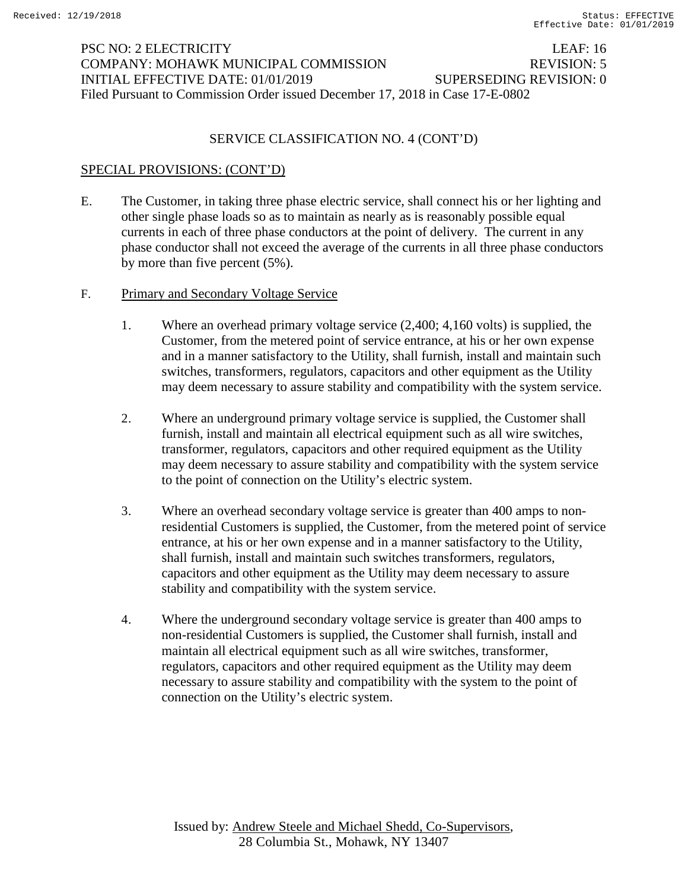PSC NO: 2 ELECTRICITY LEAF: 16
COMPANY: MOHAWK MUNICIPAL COMMISSION REVISION: 5
INITIAL EFFECTIVE DATE: 01/01/2019 SUPERSEDING REVISION: 0
Filed Pursuant to Commission Order issued December 17, 2018 in Case 17-E-0802

SERVICE CLASSIFICATION NO. 4 (CONT'D)

SPECIAL PROVISIONS: (CONT'D)

E. The Customer, in taking three phase electric service, shall connect his or her lighting and other single phase loads so as to maintain as nearly as is reasonably possible equal currents in each of three phase conductors at the point of delivery. The current in any phase conductor shall not exceed the average of the currents in all three phase conductors by more than five percent (5%).

F. Primary and Secondary Voltage Service

1. Where an overhead primary voltage service (2,400; 4,160 volts) is supplied, the Customer, from the metered point of service entrance, at his or her own expense and in a manner satisfactory to the Utility, shall furnish, install and maintain such switches, transformers, regulators, capacitors and other equipment as the Utility may deem necessary to assure stability and compatibility with the system service.

2. Where an underground primary voltage service is supplied, the Customer shall furnish, install and maintain all electrical equipment such as all wire switches, transformer, regulators, capacitors and other required equipment as the Utility may deem necessary to assure stability and compatibility with the system service to the point of connection on the Utility's electric system.

3. Where an overhead secondary voltage service is greater than 400 amps to non-residential Customers is supplied, the Customer, from the metered point of service entrance, at his or her own expense and in a manner satisfactory to the Utility, shall furnish, install and maintain such switches transformers, regulators, capacitors and other equipment as the Utility may deem necessary to assure stability and compatibility with the system service.

4. Where the underground secondary voltage service is greater than 400 amps to non-residential Customers is supplied, the Customer shall furnish, install and maintain all electrical equipment such as all wire switches, transformer, regulators, capacitors and other required equipment as the Utility may deem necessary to assure stability and compatibility with the system to the point of connection on the Utility's electric system.

Issued by: Andrew Steele and Michael Shedd, Co-Supervisors, 28 Columbia St., Mohawk, NY 13407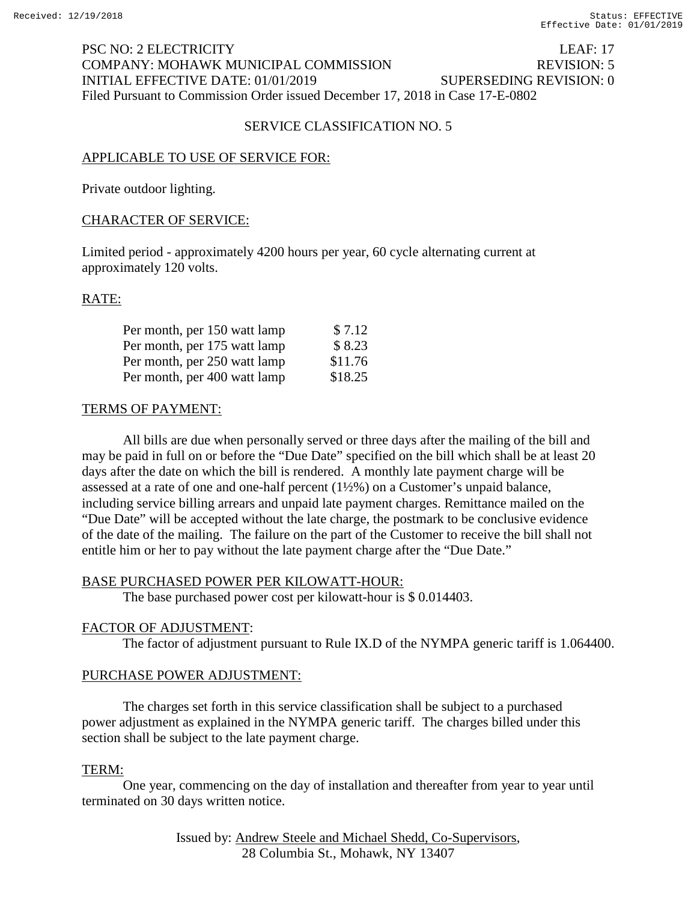PSC NO: 2 ELECTRICITY LEAF: 17
COMPANY: MOHAWK MUNICIPAL COMMISSION REVISION: 5
INITIAL EFFECTIVE DATE: 01/01/2019 SUPERSEDING REVISION: 0
Filed Pursuant to Commission Order issued December 17, 2018 in Case 17-E-0802

## SERVICE CLASSIFICATION NO. 5

APPLICABLE TO USE OF SERVICE FOR:

Private outdoor lighting.

CHARACTER OF SERVICE:

Limited period - approximately 4200 hours per year, 60 cycle alternating current at approximately 120 volts.

RATE:

| | |
|---|---|
| Per month, per 150 watt lamp | $ 7.12 |
| Per month, per 175 watt lamp | $ 8.23 |
| Per month, per 250 watt lamp | $11.76 |
| Per month, per 400 watt lamp | $18.25 |

TERMS OF PAYMENT:

All bills are due when personally served or three days after the mailing of the bill and may be paid in full on or before the "Due Date" specified on the bill which shall be at least 20 days after the date on which the bill is rendered. A monthly late payment charge will be assessed at a rate of one and one-half percent (1½%) on a Customer's unpaid balance, including service billing arrears and unpaid late payment charges. Remittance mailed on the "Due Date" will be accepted without the late charge, the postmark to be conclusive evidence of the date of the mailing. The failure on the part of the Customer to receive the bill shall not entitle him or her to pay without the late payment charge after the "Due Date."

BASE PURCHASED POWER PER KILOWATT-HOUR:

The base purchased power cost per kilowatt-hour is $ 0.014403.

FACTOR OF ADJUSTMENT:

The factor of adjustment pursuant to Rule IX.D of the NYMPA generic tariff is 1.064400.

PURCHASE POWER ADJUSTMENT:

The charges set forth in this service classification shall be subject to a purchased power adjustment as explained in the NYMPA generic tariff. The charges billed under this section shall be subject to the late payment charge.

TERM:

One year, commencing on the day of installation and thereafter from year to year until terminated on 30 days written notice.

Issued by: Andrew Steele and Michael Shedd, Co-Supervisors, 28 Columbia St., Mohawk, NY 13407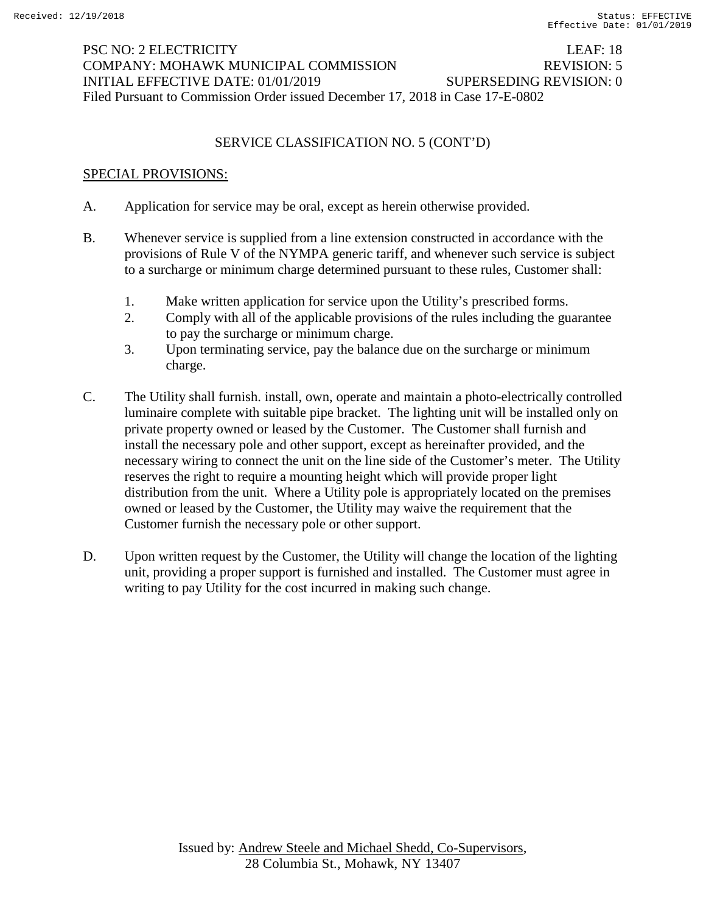PSC NO: 2 ELECTRICITY LEAF: 18
COMPANY: MOHAWK MUNICIPAL COMMISSION REVISION: 5
INITIAL EFFECTIVE DATE: 01/01/2019 SUPERSEDING REVISION: 0
Filed Pursuant to Commission Order issued December 17, 2018 in Case 17-E-0802

SERVICE CLASSIFICATION NO. 5 (CONT'D)

SPECIAL PROVISIONS:

A. Application for service may be oral, except as herein otherwise provided.

B. Whenever service is supplied from a line extension constructed in accordance with the provisions of Rule V of the NYMPA generic tariff, and whenever such service is subject to a surcharge or minimum charge determined pursuant to these rules, Customer shall:

   1. Make written application for service upon the Utility's prescribed forms.
   2. Comply with all of the applicable provisions of the rules including the guarantee to pay the surcharge or minimum charge.
   3. Upon terminating service, pay the balance due on the surcharge or minimum charge.

C. The Utility shall furnish. install, own, operate and maintain a photo-electrically controlled luminaire complete with suitable pipe bracket. The lighting unit will be installed only on private property owned or leased by the Customer. The Customer shall furnish and install the necessary pole and other support, except as hereinafter provided, and the necessary wiring to connect the unit on the line side of the Customer's meter. The Utility reserves the right to require a mounting height which will provide proper light distribution from the unit. Where a Utility pole is appropriately located on the premises owned or leased by the Customer, the Utility may waive the requirement that the Customer furnish the necessary pole or other support.

D. Upon written request by the Customer, the Utility will change the location of the lighting unit, providing a proper support is furnished and installed. The Customer must agree in writing to pay Utility for the cost incurred in making such change.

Issued by: Andrew Steele and Michael Shedd, Co-Supervisors, 28 Columbia St., Mohawk, NY 13407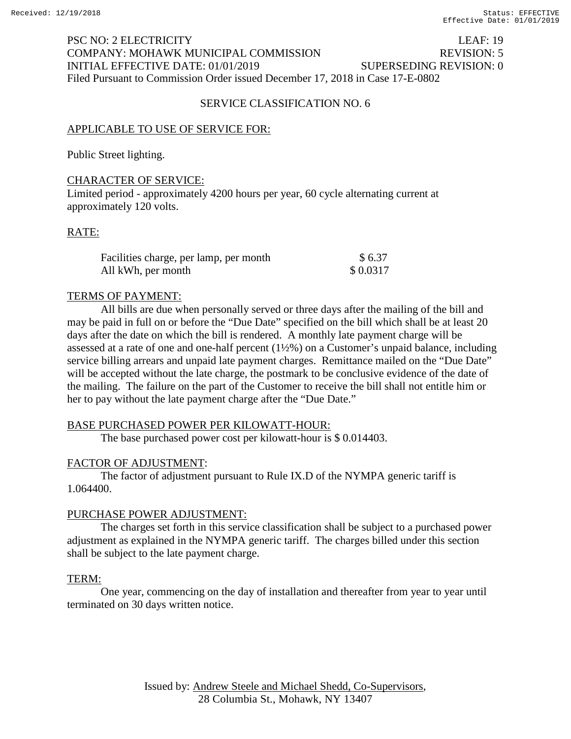PSC NO: 2 ELECTRICITY LEAF: 19
COMPANY: MOHAWK MUNICIPAL COMMISSION REVISION: 5
INITIAL EFFECTIVE DATE: 01/01/2019 SUPERSEDING REVISION: 0
Filed Pursuant to Commission Order issued December 17, 2018 in Case 17-E-0802

## SERVICE CLASSIFICATION NO. 6

### APPLICABLE TO USE OF SERVICE FOR:

Public Street lighting.

### CHARACTER OF SERVICE:

Limited period - approximately 4200 hours per year, 60 cycle alternating current at approximately 120 volts.

### RATE:

| | |
|---|---|
| Facilities charge, per lamp, per month | $ 6.37 |
| All kWh, per month | $ 0.0317 |

### TERMS OF PAYMENT:

All bills are due when personally served or three days after the mailing of the bill and may be paid in full on or before the "Due Date" specified on the bill which shall be at least 20 days after the date on which the bill is rendered. A monthly late payment charge will be assessed at a rate of one and one-half percent (1½%) on a Customer's unpaid balance, including service billing arrears and unpaid late payment charges. Remittance mailed on the "Due Date" will be accepted without the late charge, the postmark to be conclusive evidence of the date of the mailing. The failure on the part of the Customer to receive the bill shall not entitle him or her to pay without the late payment charge after the "Due Date."

### BASE PURCHASED POWER PER KILOWATT-HOUR:

The base purchased power cost per kilowatt-hour is $ 0.014403.

### FACTOR OF ADJUSTMENT:

The factor of adjustment pursuant to Rule IX.D of the NYMPA generic tariff is 1.064400.

### PURCHASE POWER ADJUSTMENT:

The charges set forth in this service classification shall be subject to a purchased power adjustment as explained in the NYMPA generic tariff. The charges billed under this section shall be subject to the late payment charge.

### TERM:

One year, commencing on the day of installation and thereafter from year to year until terminated on 30 days written notice.

Issued by: Andrew Steele and Michael Shedd, Co-Supervisors, 28 Columbia St., Mohawk, NY 13407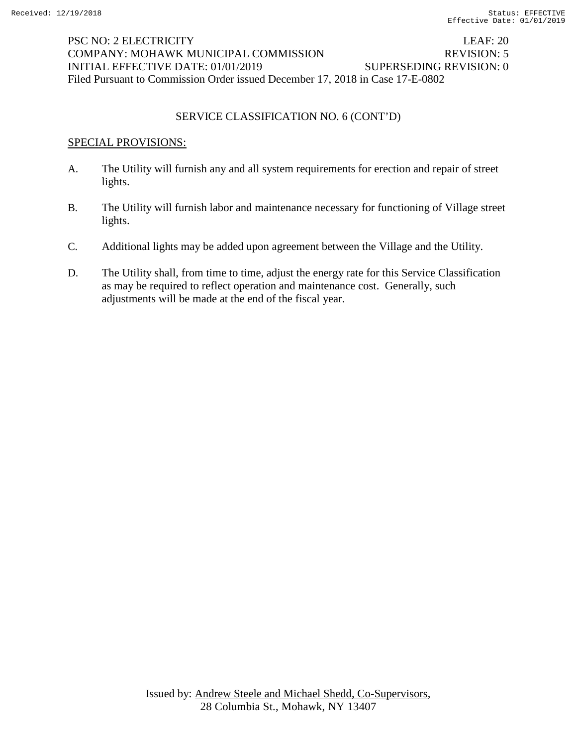PSC NO: 2 ELECTRICITY LEAF: 20
COMPANY: MOHAWK MUNICIPAL COMMISSION REVISION: 5
INITIAL EFFECTIVE DATE: 01/01/2019 SUPERSEDING REVISION: 0
Filed Pursuant to Commission Order issued December 17, 2018 in Case 17-E-0802

## SERVICE CLASSIFICATION NO. 6 (CONT'D)

SPECIAL PROVISIONS:

A. The Utility will furnish any and all system requirements for erection and repair of street lights.

B. The Utility will furnish labor and maintenance necessary for functioning of Village street lights.

C. Additional lights may be added upon agreement between the Village and the Utility.

D. The Utility shall, from time to time, adjust the energy rate for this Service Classification as may be required to reflect operation and maintenance cost. Generally, such adjustments will be made at the end of the fiscal year.

Issued by: Andrew Steele and Michael Shedd, Co-Supervisors, 28 Columbia St., Mohawk, NY 13407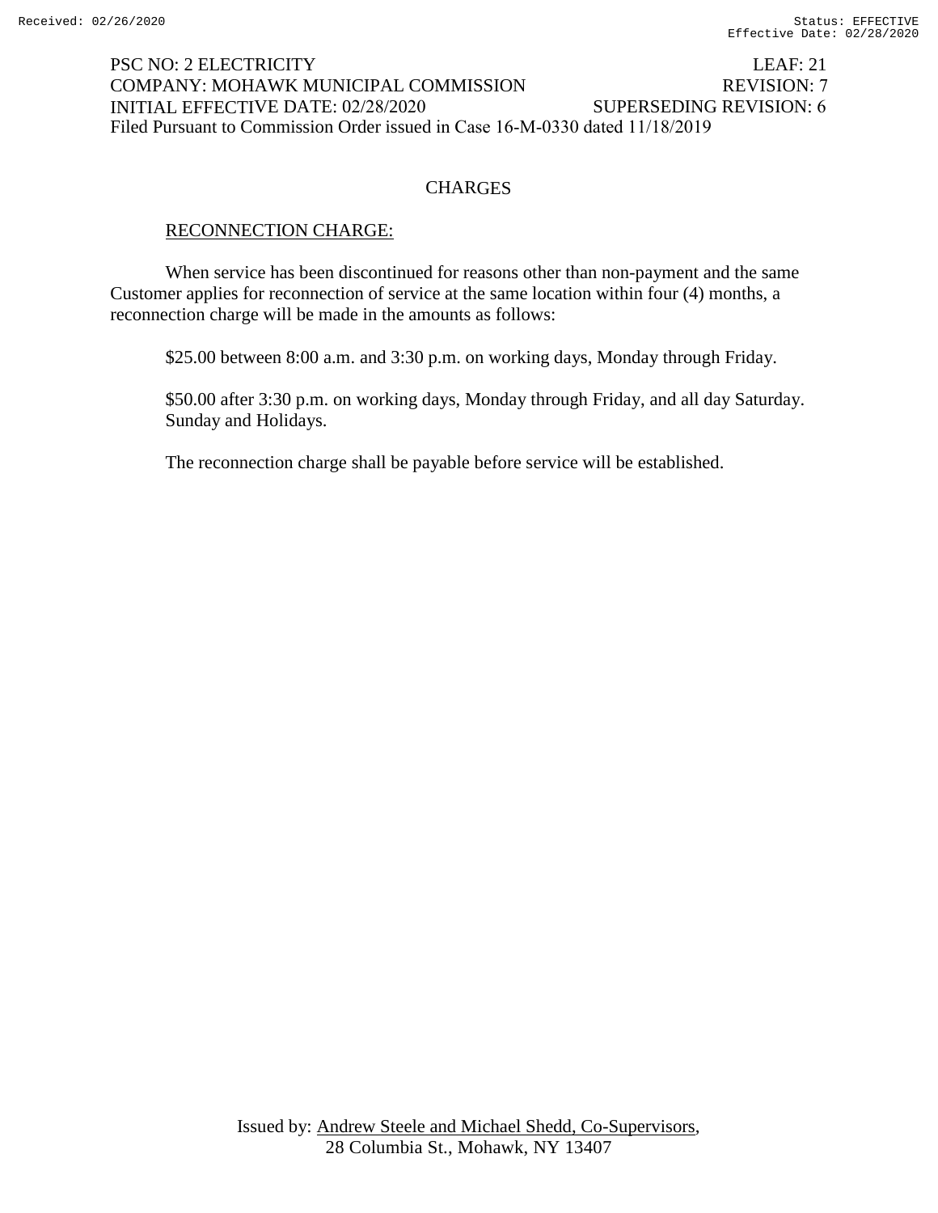PSC NO: 2 ELECTRICITY LEAF: 21
COMPANY: MOHAWK MUNICIPAL COMMISSION REVISION: 7
INITIAL EFFECTIVE DATE: 02/28/2020 SUPERSEDING REVISION: 6
Filed Pursuant to Commission Order issued in Case 16-M-0330 dated 11/18/2019

## CHARGES

RECONNECTION CHARGE:

When service has been discontinued for reasons other than non-payment and the same Customer applies for reconnection of service at the same location within four (4) months, a reconnection charge will be made in the amounts as follows:

$25.00 between 8:00 a.m. and 3:30 p.m. on working days, Monday through Friday.

$50.00 after 3:30 p.m. on working days, Monday through Friday, and all day Saturday. Sunday and Holidays.

The reconnection charge shall be payable before service will be established.

Issued by: Andrew Steele and Michael Shedd, Co-Supervisors,
28 Columbia St., Mohawk, NY 13407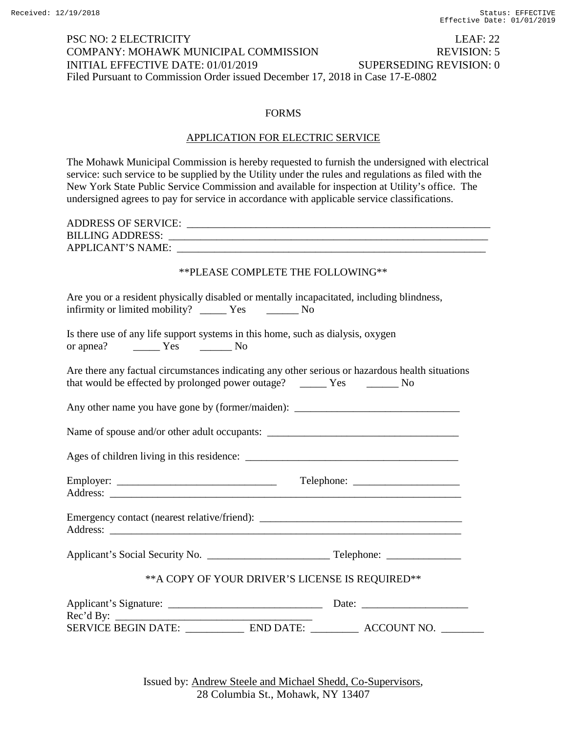PSC NO: 2 ELECTRICITY LEAF: 22
COMPANY: MOHAWK MUNICIPAL COMMISSION REVISION: 5
INITIAL EFFECTIVE DATE: 01/01/2019 SUPERSEDING REVISION: 0
Filed Pursuant to Commission Order issued December 17, 2018 in Case 17-E-0802

# FORMS

## APPLICATION FOR ELECTRIC SERVICE

The Mohawk Municipal Commission is hereby requested to furnish the undersigned with electrical service: such service to be supplied by the Utility under the rules and regulations as filed with the New York State Public Service Commission and available for inspection at Utility's office. The undersigned agrees to pay for service in accordance with applicable service classifications.

ADDRESS OF SERVICE: ____________________________________________________________
BILLING ADDRESS: ______________________________________________________________
APPLICANT'S NAME: _____________________________________________________________

**PLEASE COMPLETE THE FOLLOWING**

Are you or a resident physically disabled or mentally incapacitated, including blindness, infirmity or limited mobility? _____ Yes ______ No

Is there use of any life support systems in this home, such as dialysis, oxygen or apnea? _____ Yes ______ No

Are there any factual circumstances indicating any other serious or hazardous health situations that would be effected by prolonged power outage? _____ Yes ______ No

Any other name you have gone by (former/maiden): ________________________________

Name of spouse and/or other adult occupants: ____________________________________

Ages of children living in this residence: _________________________________________

Employer: ______________________________ Telephone: ____________________
Address: ____________________________________________________________________

Emergency contact (nearest relative/friend): _______________________________________
Address: ____________________________________________________________________

Applicant's Social Security No. _______________________ Telephone: ______________

**A COPY OF YOUR DRIVER'S LICENSE IS REQUIRED**

Applicant's Signature: ______________________________ Date: ____________________
Rec'd By: _____________________________________
SERVICE BEGIN DATE: ___________ END DATE: _________ ACCOUNT NO. ________

Issued by: Andrew Steele and Michael Shedd, Co-Supervisors, 28 Columbia St., Mohawk, NY 13407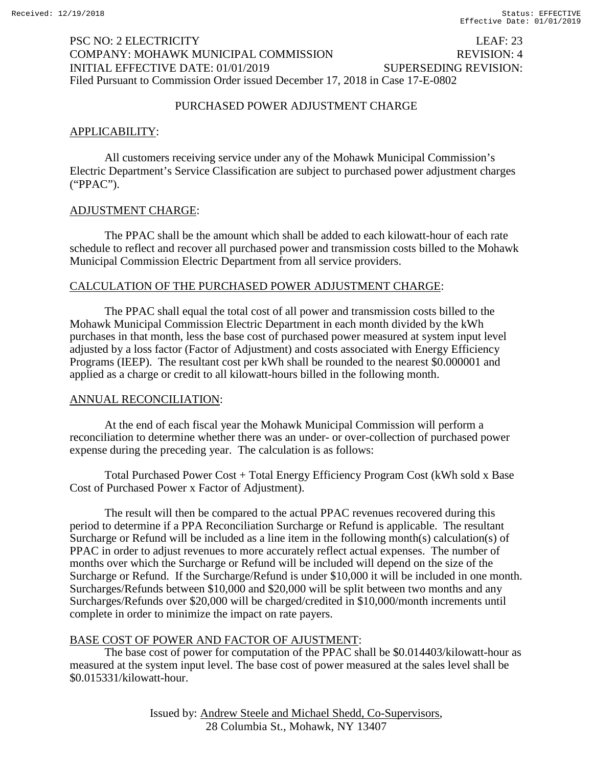PSC NO: 2 ELECTRICITY LEAF: 23
COMPANY: MOHAWK MUNICIPAL COMMISSION REVISION: 4
INITIAL EFFECTIVE DATE: 01/01/2019 SUPERSEDING REVISION:
Filed Pursuant to Commission Order issued December 17, 2018 in Case 17-E-0802

## PURCHASED POWER ADJUSTMENT CHARGE

### APPLICABILITY:

All customers receiving service under any of the Mohawk Municipal Commission's Electric Department's Service Classification are subject to purchased power adjustment charges ("PPAC").

### ADJUSTMENT CHARGE:

The PPAC shall be the amount which shall be added to each kilowatt-hour of each rate schedule to reflect and recover all purchased power and transmission costs billed to the Mohawk Municipal Commission Electric Department from all service providers.

### CALCULATION OF THE PURCHASED POWER ADJUSTMENT CHARGE:

The PPAC shall equal the total cost of all power and transmission costs billed to the Mohawk Municipal Commission Electric Department in each month divided by the kWh purchases in that month, less the base cost of purchased power measured at system input level adjusted by a loss factor (Factor of Adjustment) and costs associated with Energy Efficiency Programs (IEEP). The resultant cost per kWh shall be rounded to the nearest $0.000001 and applied as a charge or credit to all kilowatt-hours billed in the following month.

### ANNUAL RECONCILIATION:

At the end of each fiscal year the Mohawk Municipal Commission will perform a reconciliation to determine whether there was an under- or over-collection of purchased power expense during the preceding year. The calculation is as follows:

Total Purchased Power Cost + Total Energy Efficiency Program Cost (kWh sold x Base Cost of Purchased Power x Factor of Adjustment).

The result will then be compared to the actual PPAC revenues recovered during this period to determine if a PPA Reconciliation Surcharge or Refund is applicable. The resultant Surcharge or Refund will be included as a line item in the following month(s) calculation(s) of PPAC in order to adjust revenues to more accurately reflect actual expenses. The number of months over which the Surcharge or Refund will be included will depend on the size of the Surcharge or Refund. If the Surcharge/Refund is under $10,000 it will be included in one month. Surcharges/Refunds between $10,000 and $20,000 will be split between two months and any Surcharges/Refunds over $20,000 will be charged/credited in $10,000/month increments until complete in order to minimize the impact on rate payers.

### BASE COST OF POWER AND FACTOR OF AJUSTMENT:

The base cost of power for computation of the PPAC shall be $0.014403/kilowatt-hour as measured at the system input level. The base cost of power measured at the sales level shall be $0.015331/kilowatt-hour.

Issued by: Andrew Steele and Michael Shedd, Co-Supervisors, 28 Columbia St., Mohawk, NY 13407